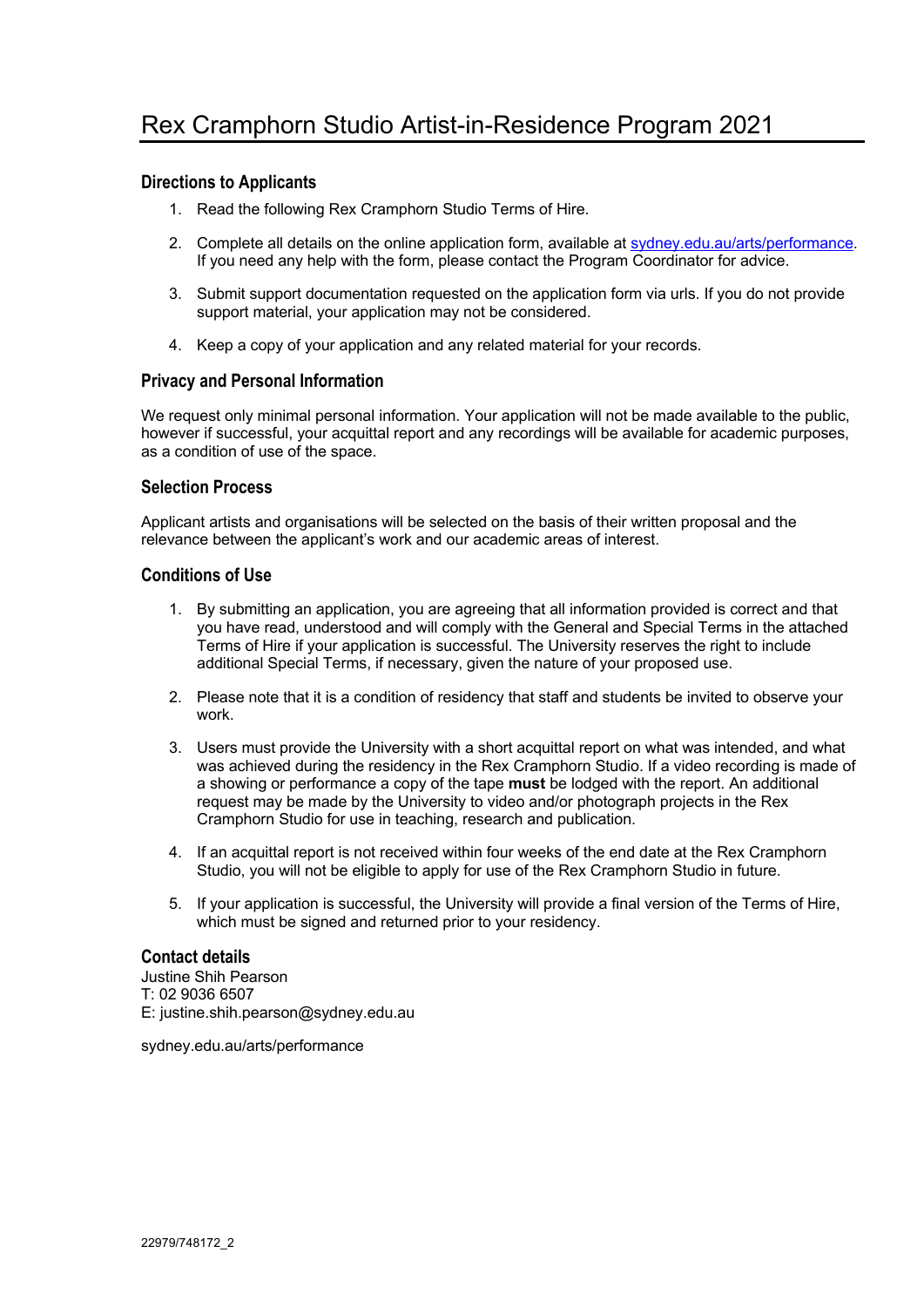# Rex Cramphorn Studio Artist-in-Residence Program 2021

## Directions to Applicants

1. Read the following Rex Cramphorn Studio Terms of Hire.
2. Complete all details on the online application form, available at sydney.edu.au/arts/performance. If you need any help with the form, please contact the Program Coordinator for advice.
3. Submit support documentation requested on the application form via urls. If you do not provide support material, your application may not be considered.
4. Keep a copy of your application and any related material for your records.

## Privacy and Personal Information

We request only minimal personal information. Your application will not be made available to the public, however if successful, your acquittal report and any recordings will be available for academic purposes, as a condition of use of the space.

## Selection Process

Applicant artists and organisations will be selected on the basis of their written proposal and the relevance between the applicant's work and our academic areas of interest.

## Conditions of Use

1. By submitting an application, you are agreeing that all information provided is correct and that you have read, understood and will comply with the General and Special Terms in the attached Terms of Hire if your application is successful. The University reserves the right to include additional Special Terms, if necessary, given the nature of your proposed use.
2. Please note that it is a condition of residency that staff and students be invited to observe your work.
3. Users must provide the University with a short acquittal report on what was intended, and what was achieved during the residency in the Rex Cramphorn Studio. If a video recording is made of a showing or performance a copy of the tape **must** be lodged with the report. An additional request may be made by the University to video and/or photograph projects in the Rex Cramphorn Studio for use in teaching, research and publication.
4. If an acquittal report is not received within four weeks of the end date at the Rex Cramphorn Studio, you will not be eligible to apply for use of the Rex Cramphorn Studio in future.
5. If your application is successful, the University will provide a final version of the Terms of Hire, which must be signed and returned prior to your residency.

## Contact details

Justine Shih Pearson
T: 02 9036 6507
E: justine.shih.pearson@sydney.edu.au

sydney.edu.au/arts/performance

22979/748172_2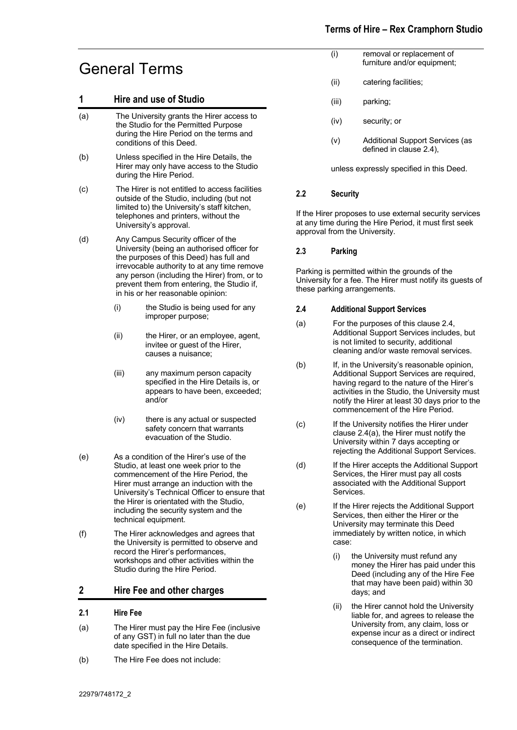# General Terms

## 1 Hire and use of Studio

(a) The University grants the Hirer access to the Studio for the Permitted Purpose during the Hire Period on the terms and conditions of this Deed.

(b) Unless specified in the Hire Details, the Hirer may only have access to the Studio during the Hire Period.

(c) The Hirer is not entitled to access facilities outside of the Studio, including (but not limited to) the University's staff kitchen, telephones and printers, without the University's approval.

(d) Any Campus Security officer of the University (being an authorised officer for the purposes of this Deed) has full and irrevocable authority to at any time remove any person (including the Hirer) from, or to prevent them from entering, the Studio if, in his or her reasonable opinion:

  (i) the Studio is being used for any improper purpose;

  (ii) the Hirer, or an employee, agent, invitee or guest of the Hirer, causes a nuisance;

  (iii) any maximum person capacity specified in the Hire Details is, or appears to have been, exceeded; and/or

  (iv) there is any actual or suspected safety concern that warrants evacuation of the Studio.

(e) As a condition of the Hirer's use of the Studio, at least one week prior to the commencement of the Hire Period, the Hirer must arrange an induction with the University's Technical Officer to ensure that the Hirer is orientated with the Studio, including the security system and the technical equipment.

(f) The Hirer acknowledges and agrees that the University is permitted to observe and record the Hirer's performances, workshops and other activities within the Studio during the Hire Period.

## 2 Hire Fee and other charges

### 2.1 Hire Fee

(a) The Hirer must pay the Hire Fee (inclusive of any GST) in full no later than the due date specified in the Hire Details.

(b) The Hire Fee does not include:

  (i) removal or replacement of furniture and/or equipment;

  (ii) catering facilities;

  (iii) parking;

  (iv) security; or

  (v) Additional Support Services (as defined in clause 2.4),

unless expressly specified in this Deed.

### 2.2 Security

If the Hirer proposes to use external security services at any time during the Hire Period, it must first seek approval from the University.

### 2.3 Parking

Parking is permitted within the grounds of the University for a fee. The Hirer must notify its guests of these parking arrangements.

### 2.4 Additional Support Services

(a) For the purposes of this clause 2.4, Additional Support Services includes, but is not limited to security, additional cleaning and/or waste removal services.

(b) If, in the University's reasonable opinion, Additional Support Services are required, having regard to the nature of the Hirer's activities in the Studio, the University must notify the Hirer at least 30 days prior to the commencement of the Hire Period.

(c) If the University notifies the Hirer under clause 2.4(a), the Hirer must notify the University within 7 days accepting or rejecting the Additional Support Services.

(d) If the Hirer accepts the Additional Support Services, the Hirer must pay all costs associated with the Additional Support Services.

(e) If the Hirer rejects the Additional Support Services, then either the Hirer or the University may terminate this Deed immediately by written notice, in which case:

  (i) the University must refund any money the Hirer has paid under this Deed (including any of the Hire Fee that may have been paid) within 30 days; and

  (ii) the Hirer cannot hold the University liable for, and agrees to release the University from, any claim, loss or expense incur as a direct or indirect consequence of the termination.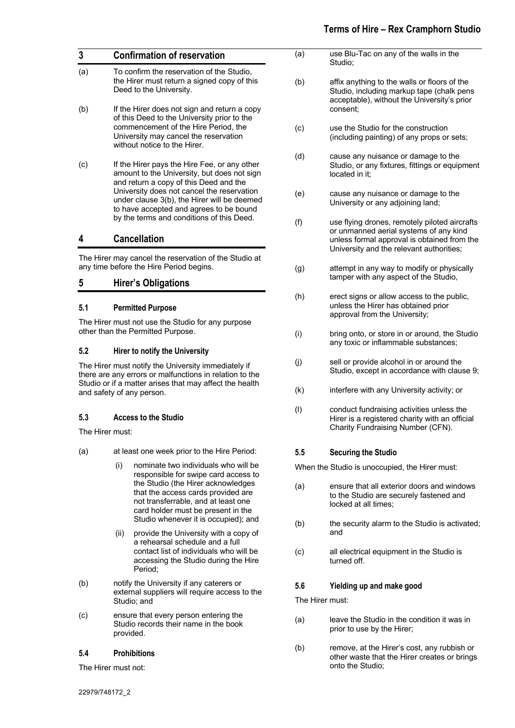## 3 Confirmation of reservation

(a) To confirm the reservation of the Studio, the Hirer must return a signed copy of this Deed to the University.

(b) If the Hirer does not sign and return a copy of this Deed to the University prior to the commencement of the Hire Period, the University may cancel the reservation without notice to the Hirer.

(c) If the Hirer pays the Hire Fee, or any other amount to the University, but does not sign and return a copy of this Deed and the University does not cancel the reservation under clause 3(b), the Hirer will be deemed to have accepted and agrees to be bound by the terms and conditions of this Deed.

## 4 Cancellation

The Hirer may cancel the reservation of the Studio at any time before the Hire Period begins.

## 5 Hirer's Obligations

### 5.1 Permitted Purpose

The Hirer must not use the Studio for any purpose other than the Permitted Purpose.

### 5.2 Hirer to notify the University

The Hirer must notify the University immediately if there are any errors or malfunctions in relation to the Studio or if a matter arises that may affect the health and safety of any person.

### 5.3 Access to the Studio

The Hirer must:

(a) at least one week prior to the Hire Period:

  (i) nominate two individuals who will be responsible for swipe card access to the Studio (the Hirer acknowledges that the access cards provided are not transferrable, and at least one card holder must be present in the Studio whenever it is occupied); and

  (ii) provide the University with a copy of a rehearsal schedule and a full contact list of individuals who will be accessing the Studio during the Hire Period;

(b) notify the University if any caterers or external suppliers will require access to the Studio; and

(c) ensure that every person entering the Studio records their name in the book provided.

### 5.4 Prohibitions

The Hirer must not:

(a) use Blu-Tac on any of the walls in the Studio;

(b) affix anything to the walls or floors of the Studio, including markup tape (chalk pens acceptable), without the University's prior consent;

(c) use the Studio for the construction (including painting) of any props or sets;

(d) cause any nuisance or damage to the Studio, or any fixtures, fittings or equipment located in it;

(e) cause any nuisance or damage to the University or any adjoining land;

(f) use flying drones, remotely piloted aircrafts or unmanned aerial systems of any kind unless formal approval is obtained from the University and the relevant authorities;

(g) attempt in any way to modify or physically tamper with any aspect of the Studio,

(h) erect signs or allow access to the public, unless the Hirer has obtained prior approval from the University;

(i) bring onto, or store in or around, the Studio any toxic or inflammable substances;

(j) sell or provide alcohol in or around the Studio, except in accordance with clause 9;

(k) interfere with any University activity; or

(l) conduct fundraising activities unless the Hirer is a registered charity with an official Charity Fundraising Number (CFN).

### 5.5 Securing the Studio

When the Studio is unoccupied, the Hirer must:

(a) ensure that all exterior doors and windows to the Studio are securely fastened and locked at all times;

(b) the security alarm to the Studio is activated; and

(c) all electrical equipment in the Studio is turned off.

### 5.6 Yielding up and make good

The Hirer must:

(a) leave the Studio in the condition it was in prior to use by the Hirer;

(b) remove, at the Hirer's cost, any rubbish or other waste that the Hirer creates or brings onto the Studio;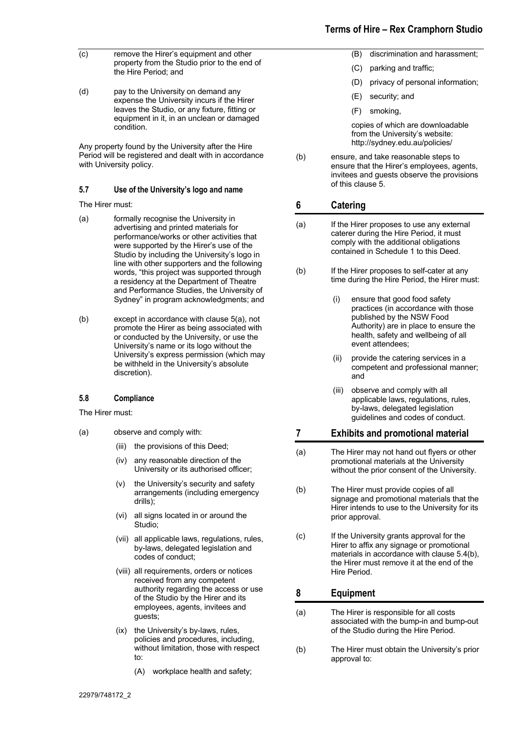(c) remove the Hirer's equipment and other property from the Studio prior to the end of the Hire Period; and

(d) pay to the University on demand any expense the University incurs if the Hirer leaves the Studio, or any fixture, fitting or equipment in it, in an unclean or damaged condition.

Any property found by the University after the Hire Period will be registered and dealt with in accordance with University policy.

### 5.7 Use of the University's logo and name

The Hirer must:

(a) formally recognise the University in advertising and printed materials for performance/works or other activities that were supported by the Hirer's use of the Studio by including the University's logo in line with other supporters and the following words, "this project was supported through a residency at the Department of Theatre and Performance Studies, the University of Sydney" in program acknowledgments; and

(b) except in accordance with clause 5(a), not promote the Hirer as being associated with or conducted by the University, or use the University's name or its logo without the University's express permission (which may be withheld in the University's absolute discretion).

### 5.8 Compliance

The Hirer must:

(a) observe and comply with:

  (iii) the provisions of this Deed;

  (iv) any reasonable direction of the University or its authorised officer;

  (v) the University's security and safety arrangements (including emergency drills);

  (vi) all signs located in or around the Studio;

  (vii) all applicable laws, regulations, rules, by-laws, delegated legislation and codes of conduct;

  (viii) all requirements, orders or notices received from any competent authority regarding the access or use of the Studio by the Hirer and its employees, agents, invitees and guests;

  (ix) the University's by-laws, rules, policies and procedures, including, without limitation, those with respect to:

    (A) workplace health and safety;

    (B) discrimination and harassment;

    (C) parking and traffic;

    (D) privacy of personal information;

    (E) security; and

    (F) smoking,

  copies of which are downloadable from the University's website: http://sydney.edu.au/policies/

(b) ensure, and take reasonable steps to ensure that the Hirer's employees, agents, invitees and guests observe the provisions of this clause 5.

## 6 Catering

(a) If the Hirer proposes to use any external caterer during the Hire Period, it must comply with the additional obligations contained in Schedule 1 to this Deed.

(b) If the Hirer proposes to self-cater at any time during the Hire Period, the Hirer must:

  (i) ensure that good food safety practices (in accordance with those published by the NSW Food Authority) are in place to ensure the health, safety and wellbeing of all event attendees;

  (ii) provide the catering services in a competent and professional manner; and

  (iii) observe and comply with all applicable laws, regulations, rules, by-laws, delegated legislation guidelines and codes of conduct.

## 7 Exhibits and promotional material

(a) The Hirer may not hand out flyers or other promotional materials at the University without the prior consent of the University.

(b) The Hirer must provide copies of all signage and promotional materials that the Hirer intends to use to the University for its prior approval.

(c) If the University grants approval for the Hirer to affix any signage or promotional materials in accordance with clause 5.4(b), the Hirer must remove it at the end of the Hire Period.

## 8 Equipment

(a) The Hirer is responsible for all costs associated with the bump-in and bump-out of the Studio during the Hire Period.

(b) The Hirer must obtain the University's prior approval to: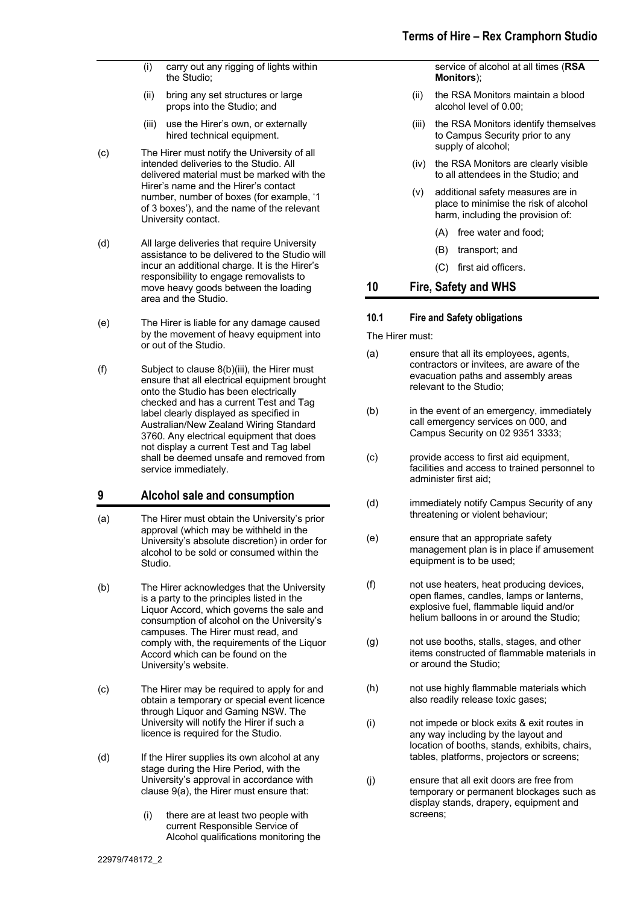(i) carry out any rigging of lights within the Studio;

(ii) bring any set structures or large props into the Studio; and

(iii) use the Hirer's own, or externally hired technical equipment.

(c) The Hirer must notify the University of all intended deliveries to the Studio. All delivered material must be marked with the Hirer's name and the Hirer's contact number, number of boxes (for example, '1 of 3 boxes'), and the name of the relevant University contact.

(d) All large deliveries that require University assistance to be delivered to the Studio will incur an additional charge. It is the Hirer's responsibility to engage removalists to move heavy goods between the loading area and the Studio.

(e) The Hirer is liable for any damage caused by the movement of heavy equipment into or out of the Studio.

(f) Subject to clause 8(b)(iii), the Hirer must ensure that all electrical equipment brought onto the Studio has been electrically checked and has a current Test and Tag label clearly displayed as specified in Australian/New Zealand Wiring Standard 3760. Any electrical equipment that does not display a current Test and Tag label shall be deemed unsafe and removed from service immediately.

## 9 Alcohol sale and consumption

(a) The Hirer must obtain the University's prior approval (which may be withheld in the University's absolute discretion) in order for alcohol to be sold or consumed within the Studio.

(b) The Hirer acknowledges that the University is a party to the principles listed in the Liquor Accord, which governs the sale and consumption of alcohol on the University's campuses. The Hirer must read, and comply with, the requirements of the Liquor Accord which can be found on the University's website.

(c) The Hirer may be required to apply for and obtain a temporary or special event licence through Liquor and Gaming NSW. The University will notify the Hirer if such a licence is required for the Studio.

(d) If the Hirer supplies its own alcohol at any stage during the Hire Period, with the University's approval in accordance with clause 9(a), the Hirer must ensure that:

(i) there are at least two people with current Responsible Service of Alcohol qualifications monitoring the service of alcohol at all times (**RSA Monitors**);

(ii) the RSA Monitors maintain a blood alcohol level of 0.00;

(iii) the RSA Monitors identify themselves to Campus Security prior to any supply of alcohol;

(iv) the RSA Monitors are clearly visible to all attendees in the Studio; and

(v) additional safety measures are in place to minimise the risk of alcohol harm, including the provision of:

(A) free water and food;

(B) transport; and

(C) first aid officers.

## 10 Fire, Safety and WHS

### 10.1 Fire and Safety obligations

The Hirer must:

(a) ensure that all its employees, agents, contractors or invitees, are aware of the evacuation paths and assembly areas relevant to the Studio;

(b) in the event of an emergency, immediately call emergency services on 000, and Campus Security on 02 9351 3333;

(c) provide access to first aid equipment, facilities and access to trained personnel to administer first aid;

(d) immediately notify Campus Security of any threatening or violent behaviour;

(e) ensure that an appropriate safety management plan is in place if amusement equipment is to be used;

(f) not use heaters, heat producing devices, open flames, candles, lamps or lanterns, explosive fuel, flammable liquid and/or helium balloons in or around the Studio;

(g) not use booths, stalls, stages, and other items constructed of flammable materials in or around the Studio;

(h) not use highly flammable materials which also readily release toxic gases;

(i) not impede or block exits & exit routes in any way including by the layout and location of booths, stands, exhibits, chairs, tables, platforms, projectors or screens;

(j) ensure that all exit doors are free from temporary or permanent blockages such as display stands, drapery, equipment and screens;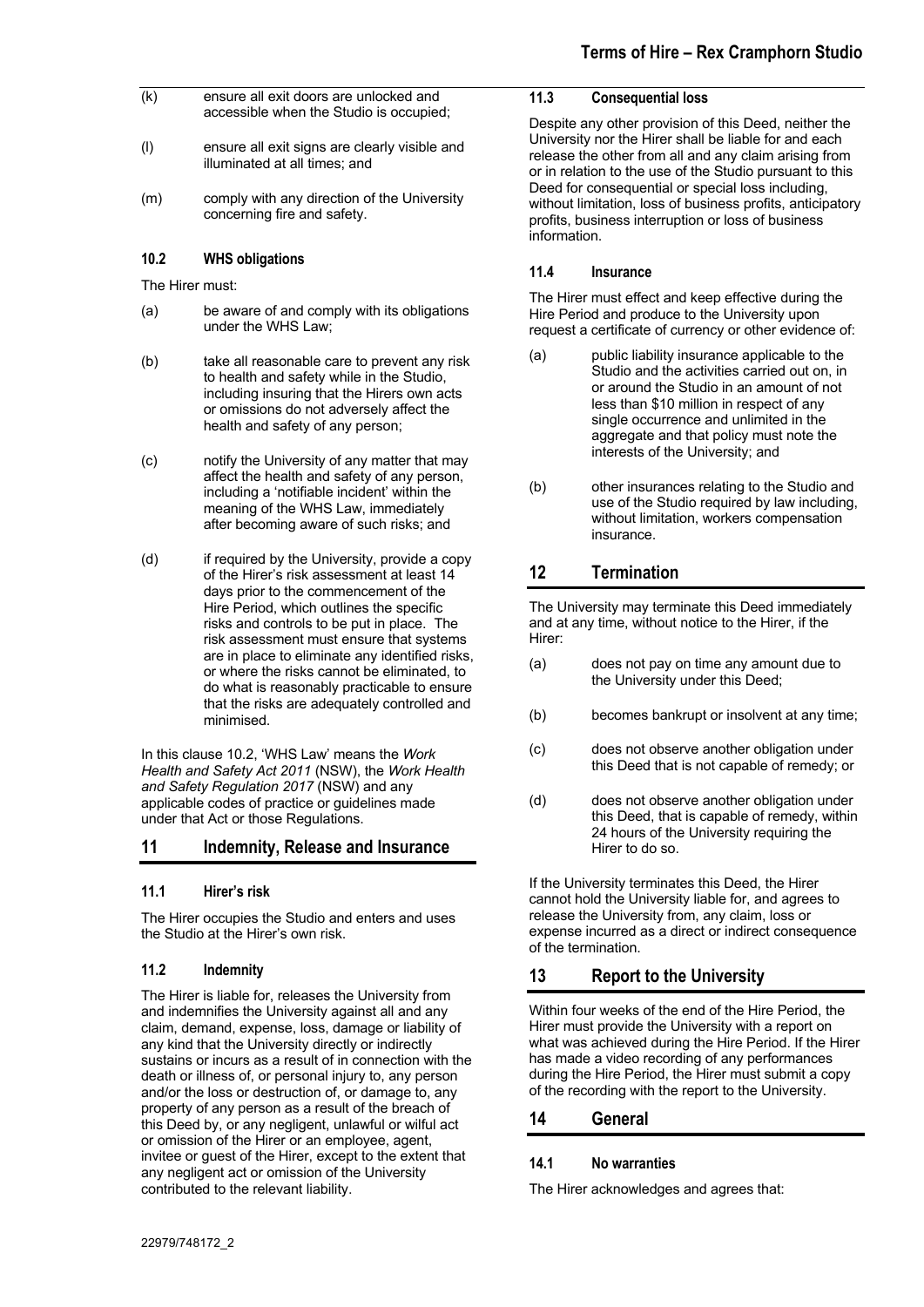(k) ensure all exit doors are unlocked and accessible when the Studio is occupied;

(l) ensure all exit signs are clearly visible and illuminated at all times; and

(m) comply with any direction of the University concerning fire and safety.

### 10.2 WHS obligations

The Hirer must:

(a) be aware of and comply with its obligations under the WHS Law;

(b) take all reasonable care to prevent any risk to health and safety while in the Studio, including insuring that the Hirers own acts or omissions do not adversely affect the health and safety of any person;

(c) notify the University of any matter that may affect the health and safety of any person, including a 'notifiable incident' within the meaning of the WHS Law, immediately after becoming aware of such risks; and

(d) if required by the University, provide a copy of the Hirer's risk assessment at least 14 days prior to the commencement of the Hire Period, which outlines the specific risks and controls to be put in place. The risk assessment must ensure that systems are in place to eliminate any identified risks, or where the risks cannot be eliminated, to do what is reasonably practicable to ensure that the risks are adequately controlled and minimised.

In this clause 10.2, 'WHS Law' means the *Work Health and Safety Act 2011* (NSW), the *Work Health and Safety Regulation 2017* (NSW) and any applicable codes of practice or guidelines made under that Act or those Regulations.

## 11 Indemnity, Release and Insurance

### 11.1 Hirer's risk

The Hirer occupies the Studio and enters and uses the Studio at the Hirer's own risk.

### 11.2 Indemnity

The Hirer is liable for, releases the University from and indemnifies the University against all and any claim, demand, expense, loss, damage or liability of any kind that the University directly or indirectly sustains or incurs as a result of in connection with the death or illness of, or personal injury to, any person and/or the loss or destruction of, or damage to, any property of any person as a result of the breach of this Deed by, or any negligent, unlawful or wilful act or omission of the Hirer or an employee, agent, invitee or guest of the Hirer, except to the extent that any negligent act or omission of the University contributed to the relevant liability.

### 11.3 Consequential loss

Despite any other provision of this Deed, neither the University nor the Hirer shall be liable for and each release the other from all and any claim arising from or in relation to the use of the Studio pursuant to this Deed for consequential or special loss including, without limitation, loss of business profits, anticipatory profits, business interruption or loss of business information.

### 11.4 Insurance

The Hirer must effect and keep effective during the Hire Period and produce to the University upon request a certificate of currency or other evidence of:

(a) public liability insurance applicable to the Studio and the activities carried out on, in or around the Studio in an amount of not less than $10 million in respect of any single occurrence and unlimited in the aggregate and that policy must note the interests of the University; and

(b) other insurances relating to the Studio and use of the Studio required by law including, without limitation, workers compensation insurance.

## 12 Termination

The University may terminate this Deed immediately and at any time, without notice to the Hirer, if the Hirer:

(a) does not pay on time any amount due to the University under this Deed;

(b) becomes bankrupt or insolvent at any time;

(c) does not observe another obligation under this Deed that is not capable of remedy; or

(d) does not observe another obligation under this Deed, that is capable of remedy, within 24 hours of the University requiring the Hirer to do so.

If the University terminates this Deed, the Hirer cannot hold the University liable for, and agrees to release the University from, any claim, loss or expense incurred as a direct or indirect consequence of the termination.

## 13 Report to the University

Within four weeks of the end of the Hire Period, the Hirer must provide the University with a report on what was achieved during the Hire Period. If the Hirer has made a video recording of any performances during the Hire Period, the Hirer must submit a copy of the recording with the report to the University.

## 14 General

### 14.1 No warranties

The Hirer acknowledges and agrees that: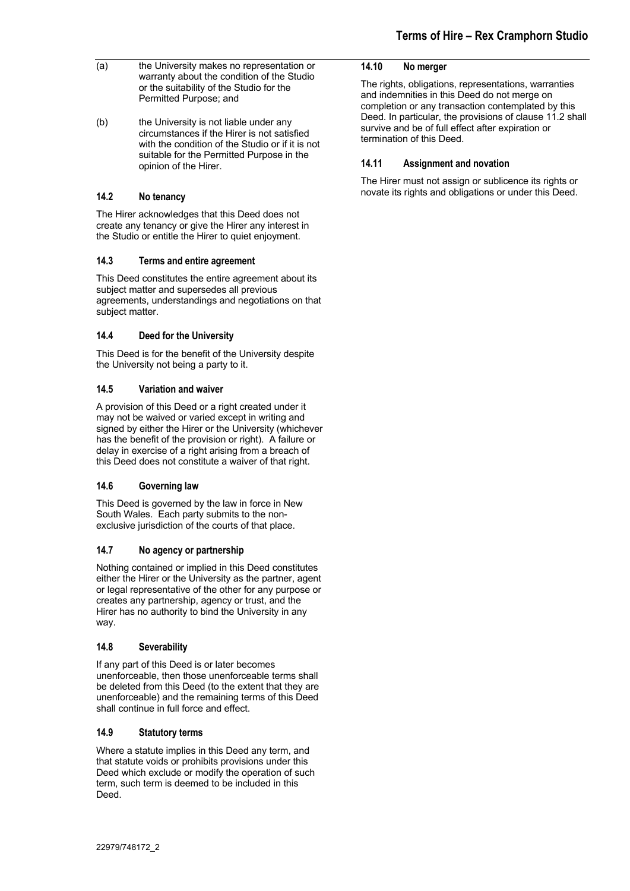(a) the University makes no representation or warranty about the condition of the Studio or the suitability of the Studio for the Permitted Purpose; and

(b) the University is not liable under any circumstances if the Hirer is not satisfied with the condition of the Studio or if it is not suitable for the Permitted Purpose in the opinion of the Hirer.

### 14.2 No tenancy

The Hirer acknowledges that this Deed does not create any tenancy or give the Hirer any interest in the Studio or entitle the Hirer to quiet enjoyment.

### 14.3 Terms and entire agreement

This Deed constitutes the entire agreement about its subject matter and supersedes all previous agreements, understandings and negotiations on that subject matter.

### 14.4 Deed for the University

This Deed is for the benefit of the University despite the University not being a party to it.

### 14.5 Variation and waiver

A provision of this Deed or a right created under it may not be waived or varied except in writing and signed by either the Hirer or the University (whichever has the benefit of the provision or right). A failure or delay in exercise of a right arising from a breach of this Deed does not constitute a waiver of that right.

### 14.6 Governing law

This Deed is governed by the law in force in New South Wales. Each party submits to the non-exclusive jurisdiction of the courts of that place.

### 14.7 No agency or partnership

Nothing contained or implied in this Deed constitutes either the Hirer or the University as the partner, agent or legal representative of the other for any purpose or creates any partnership, agency or trust, and the Hirer has no authority to bind the University in any way.

### 14.8 Severability

If any part of this Deed is or later becomes unenforceable, then those unenforceable terms shall be deleted from this Deed (to the extent that they are unenforceable) and the remaining terms of this Deed shall continue in full force and effect.

### 14.9 Statutory terms

Where a statute implies in this Deed any term, and that statute voids or prohibits provisions under this Deed which exclude or modify the operation of such term, such term is deemed to be included in this Deed.

### 14.10 No merger

The rights, obligations, representations, warranties and indemnities in this Deed do not merge on completion or any transaction contemplated by this Deed. In particular, the provisions of clause 11.2 shall survive and be of full effect after expiration or termination of this Deed.

### 14.11 Assignment and novation

The Hirer must not assign or sublicence its rights or novate its rights and obligations or under this Deed.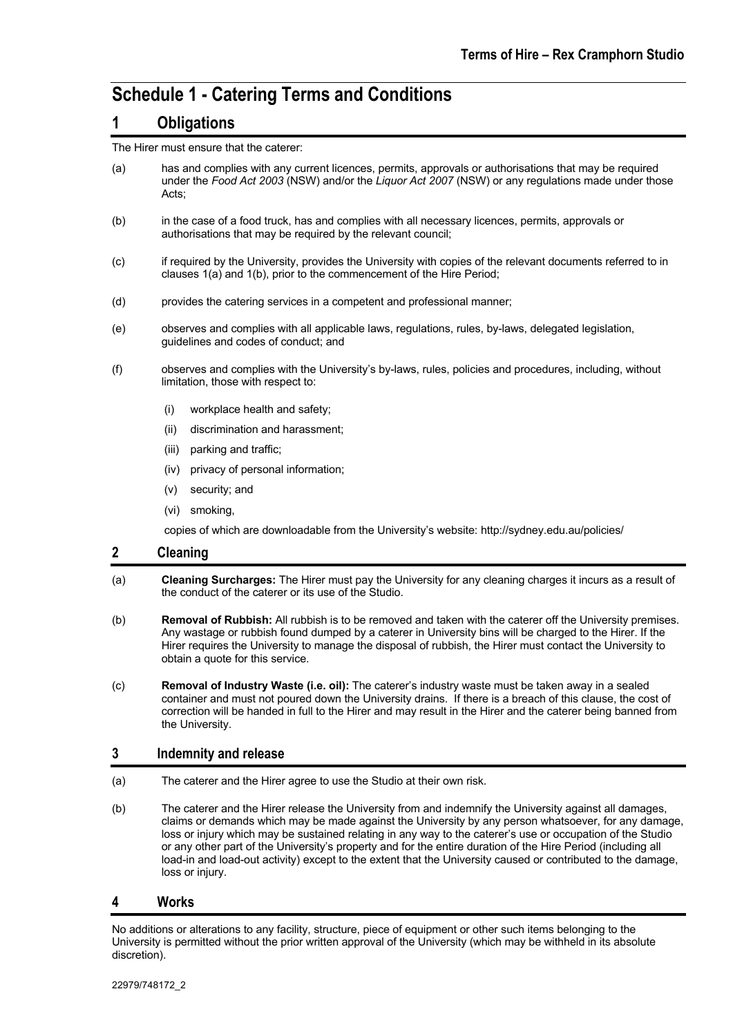# Schedule 1 - Catering Terms and Conditions

## 1 Obligations

The Hirer must ensure that the caterer:

(a) has and complies with any current licences, permits, approvals or authorisations that may be required under the *Food Act 2003* (NSW) and/or the *Liquor Act 2007* (NSW) or any regulations made under those Acts;

(b) in the case of a food truck, has and complies with all necessary licences, permits, approvals or authorisations that may be required by the relevant council;

(c) if required by the University, provides the University with copies of the relevant documents referred to in clauses 1(a) and 1(b), prior to the commencement of the Hire Period;

(d) provides the catering services in a competent and professional manner;

(e) observes and complies with all applicable laws, regulations, rules, by-laws, delegated legislation, guidelines and codes of conduct; and

(f) observes and complies with the University's by-laws, rules, policies and procedures, including, without limitation, those with respect to:

- (i) workplace health and safety;
- (ii) discrimination and harassment;
- (iii) parking and traffic;
- (iv) privacy of personal information;
- (v) security; and
- (vi) smoking,

copies of which are downloadable from the University's website: http://sydney.edu.au/policies/

## 2 Cleaning

(a) **Cleaning Surcharges:** The Hirer must pay the University for any cleaning charges it incurs as a result of the conduct of the caterer or its use of the Studio.

(b) **Removal of Rubbish:** All rubbish is to be removed and taken with the caterer off the University premises. Any wastage or rubbish found dumped by a caterer in University bins will be charged to the Hirer. If the Hirer requires the University to manage the disposal of rubbish, the Hirer must contact the University to obtain a quote for this service.

(c) **Removal of Industry Waste (i.e. oil):** The caterer's industry waste must be taken away in a sealed container and must not poured down the University drains. If there is a breach of this clause, the cost of correction will be handed in full to the Hirer and may result in the Hirer and the caterer being banned from the University.

## 3 Indemnity and release

(a) The caterer and the Hirer agree to use the Studio at their own risk.

(b) The caterer and the Hirer release the University from and indemnify the University against all damages, claims or demands which may be made against the University by any person whatsoever, for any damage, loss or injury which may be sustained relating in any way to the caterer's use or occupation of the Studio or any other part of the University's property and for the entire duration of the Hire Period (including all load-in and load-out activity) except to the extent that the University caused or contributed to the damage, loss or injury.

## 4 Works

No additions or alterations to any facility, structure, piece of equipment or other such items belonging to the University is permitted without the prior written approval of the University (which may be withheld in its absolute discretion).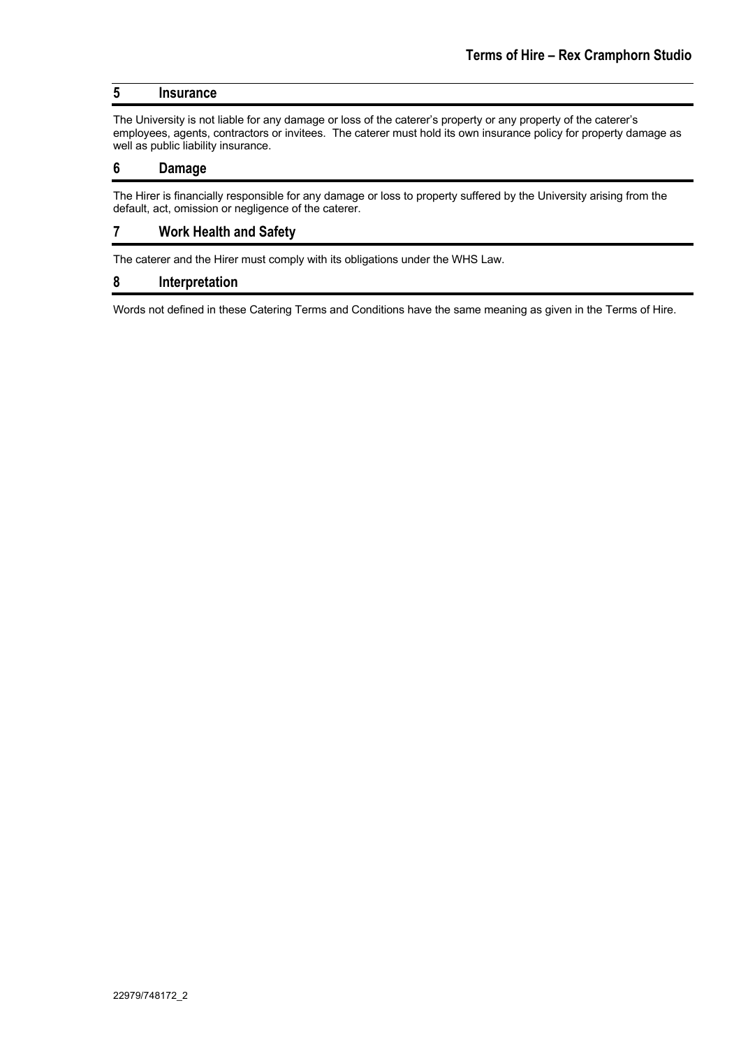## 5 Insurance

The University is not liable for any damage or loss of the caterer's property or any property of the caterer's employees, agents, contractors or invitees. The caterer must hold its own insurance policy for property damage as well as public liability insurance.

## 6 Damage

The Hirer is financially responsible for any damage or loss to property suffered by the University arising from the default, act, omission or negligence of the caterer.

## 7 Work Health and Safety

The caterer and the Hirer must comply with its obligations under the WHS Law.

## 8 Interpretation

Words not defined in these Catering Terms and Conditions have the same meaning as given in the Terms of Hire.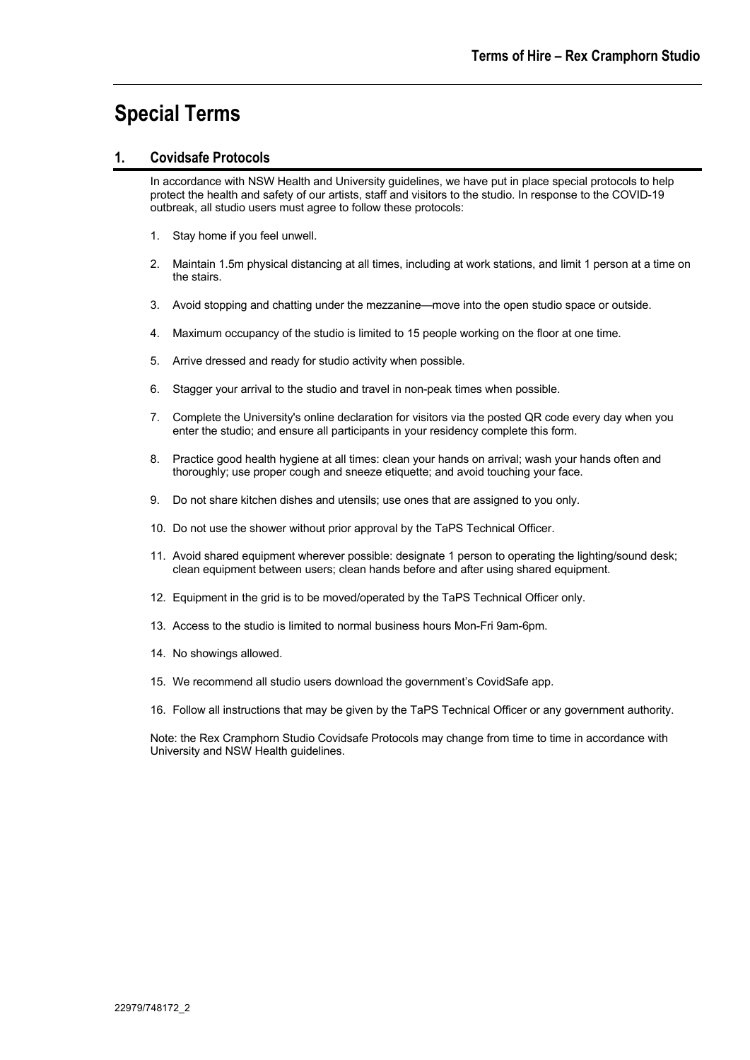# Special Terms

## 1. Covidsafe Protocols

In accordance with NSW Health and University guidelines, we have put in place special protocols to help protect the health and safety of our artists, staff and visitors to the studio. In response to the COVID-19 outbreak, all studio users must agree to follow these protocols:

1. Stay home if you feel unwell.
2. Maintain 1.5m physical distancing at all times, including at work stations, and limit 1 person at a time on the stairs.
3. Avoid stopping and chatting under the mezzanine—move into the open studio space or outside.
4. Maximum occupancy of the studio is limited to 15 people working on the floor at one time.
5. Arrive dressed and ready for studio activity when possible.
6. Stagger your arrival to the studio and travel in non-peak times when possible.
7. Complete the University's online declaration for visitors via the posted QR code every day when you enter the studio; and ensure all participants in your residency complete this form.
8. Practice good health hygiene at all times: clean your hands on arrival; wash your hands often and thoroughly; use proper cough and sneeze etiquette; and avoid touching your face.
9. Do not share kitchen dishes and utensils; use ones that are assigned to you only.
10. Do not use the shower without prior approval by the TaPS Technical Officer.
11. Avoid shared equipment wherever possible: designate 1 person to operating the lighting/sound desk; clean equipment between users; clean hands before and after using shared equipment.
12. Equipment in the grid is to be moved/operated by the TaPS Technical Officer only.
13. Access to the studio is limited to normal business hours Mon-Fri 9am-6pm.
14. No showings allowed.
15. We recommend all studio users download the government's CovidSafe app.
16. Follow all instructions that may be given by the TaPS Technical Officer or any government authority.

Note: the Rex Cramphorn Studio Covidsafe Protocols may change from time to time in accordance with University and NSW Health guidelines.